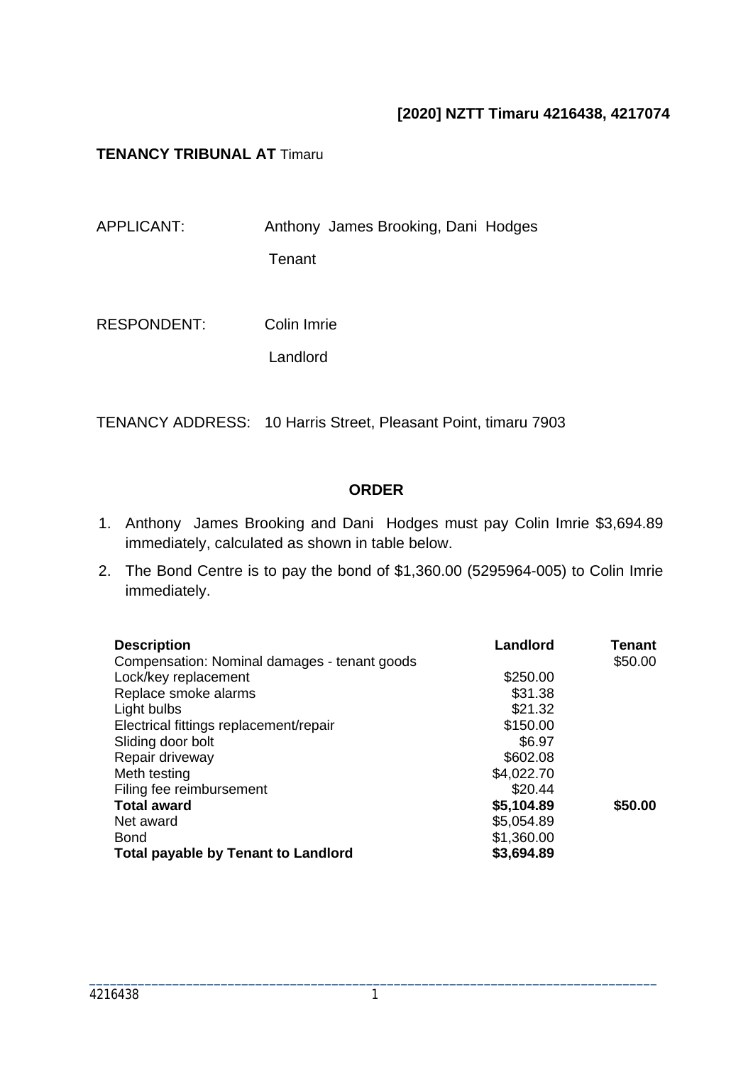**[2020] NZTT Timaru 4216438, 4217074**

**TENANCY TRIBUNAL AT** Timaru

APPLICANT: Anthony James Brooking, Dani Hodges

Tenant

RESPONDENT: Colin Imrie

Landlord

TENANCY ADDRESS: 10 Harris Street, Pleasant Point, timaru 7903

## ORDER

1. Anthony James Brooking and Dani Hodges must pay Colin Imrie $3,694.89 immediately, calculated as shown in table below.
2. The Bond Centre is to pay the bond of $1,360.00 (5295964-005) to Colin Imrie immediately.

| **Description** | **Landlord** | **Tenant** |
|---|---|---|
| Compensation: Nominal damages - tenant goods | | $50.00 |
| Lock/key replacement | $250.00 | |
| Replace smoke alarms | $31.38 | |
| Light bulbs | $21.32 | |
| Electrical fittings replacement/repair | $150.00 | |
| Sliding door bolt | $6.97 | |
| Repair driveway | $602.08 | |
| Meth testing | $4,022.70 | |
| Filing fee reimbursement | $20.44 | |
| **Total award** | **$5,104.89** | **$50.00** |
| Net award | $5,054.89 | |
| Bond | $1,360.00 | |
| **Total payable by Tenant to Landlord** | **$3,694.89** | |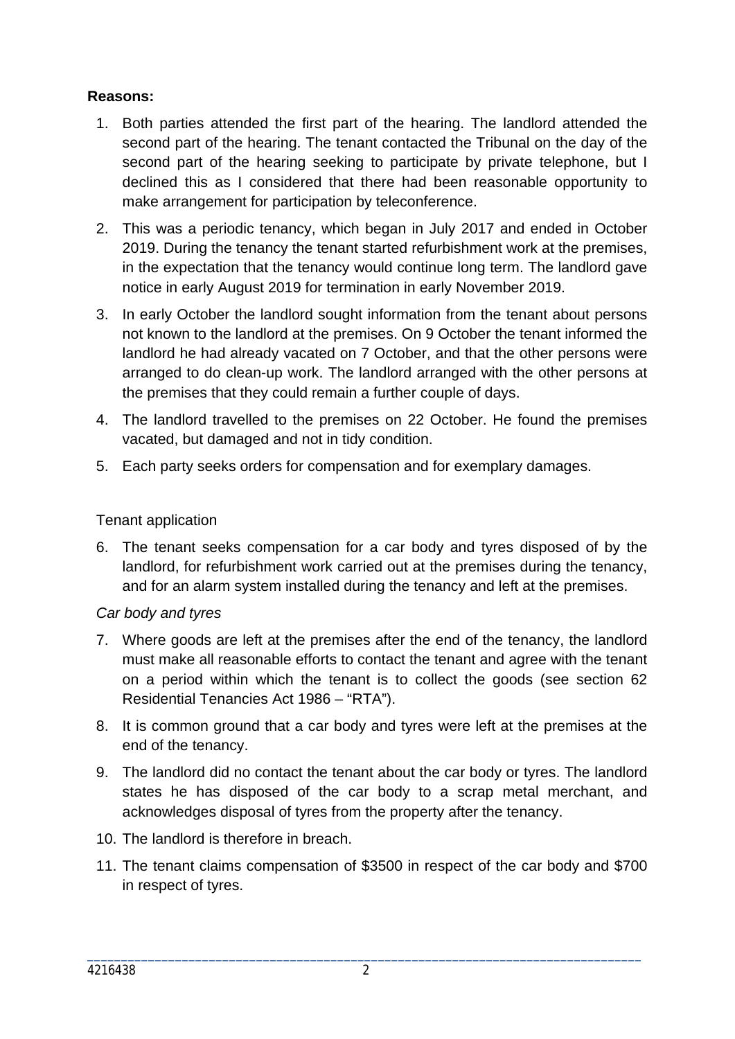**Reasons:**

1. Both parties attended the first part of the hearing. The landlord attended the second part of the hearing. The tenant contacted the Tribunal on the day of the second part of the hearing seeking to participate by private telephone, but I declined this as I considered that there had been reasonable opportunity to make arrangement for participation by teleconference.
2. This was a periodic tenancy, which began in July 2017 and ended in October 2019. During the tenancy the tenant started refurbishment work at the premises, in the expectation that the tenancy would continue long term. The landlord gave notice in early August 2019 for termination in early November 2019.
3. In early October the landlord sought information from the tenant about persons not known to the landlord at the premises. On 9 October the tenant informed the landlord he had already vacated on 7 October, and that the other persons were arranged to do clean-up work. The landlord arranged with the other persons at the premises that they could remain a further couple of days.
4. The landlord travelled to the premises on 22 October. He found the premises vacated, but damaged and not in tidy condition.
5. Each party seeks orders for compensation and for exemplary damages.

Tenant application

6. The tenant seeks compensation for a car body and tyres disposed of by the landlord, for refurbishment work carried out at the premises during the tenancy, and for an alarm system installed during the tenancy and left at the premises.

*Car body and tyres*

7. Where goods are left at the premises after the end of the tenancy, the landlord must make all reasonable efforts to contact the tenant and agree with the tenant on a period within which the tenant is to collect the goods (see section 62 Residential Tenancies Act 1986 – "RTA").
8. It is common ground that a car body and tyres were left at the premises at the end of the tenancy.
9. The landlord did no contact the tenant about the car body or tyres. The landlord states he has disposed of the car body to a scrap metal merchant, and acknowledges disposal of tyres from the property after the tenancy.
10. The landlord is therefore in breach.
11. The tenant claims compensation of $3500 in respect of the car body and $700 in respect of tyres.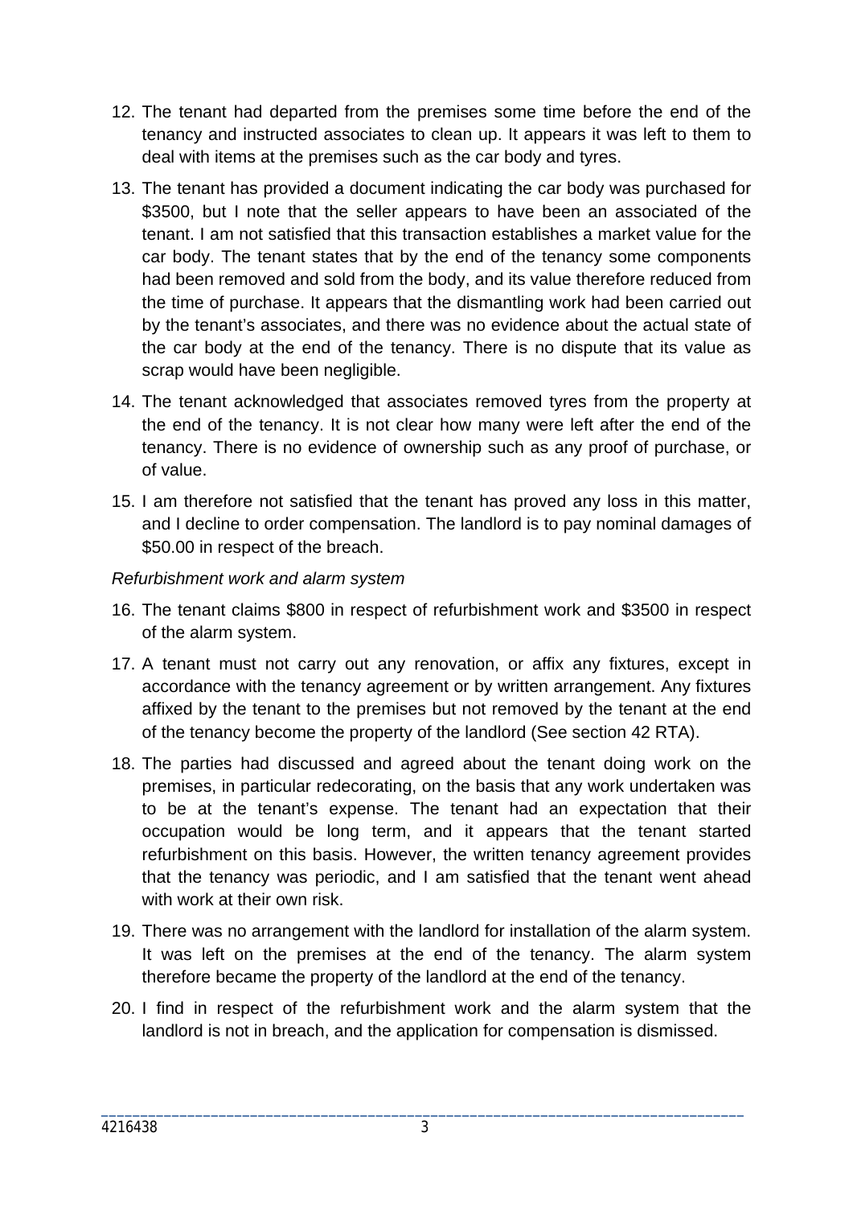12. The tenant had departed from the premises some time before the end of the tenancy and instructed associates to clean up. It appears it was left to them to deal with items at the premises such as the car body and tyres.

13. The tenant has provided a document indicating the car body was purchased for $3500, but I note that the seller appears to have been an associated of the tenant. I am not satisfied that this transaction establishes a market value for the car body. The tenant states that by the end of the tenancy some components had been removed and sold from the body, and its value therefore reduced from the time of purchase. It appears that the dismantling work had been carried out by the tenant's associates, and there was no evidence about the actual state of the car body at the end of the tenancy. There is no dispute that its value as scrap would have been negligible.

14. The tenant acknowledged that associates removed tyres from the property at the end of the tenancy. It is not clear how many were left after the end of the tenancy. There is no evidence of ownership such as any proof of purchase, or of value.

15. I am therefore not satisfied that the tenant has proved any loss in this matter, and I decline to order compensation. The landlord is to pay nominal damages of $50.00 in respect of the breach.

*Refurbishment work and alarm system*

16. The tenant claims $800 in respect of refurbishment work and $3500 in respect of the alarm system.

17. A tenant must not carry out any renovation, or affix any fixtures, except in accordance with the tenancy agreement or by written arrangement. Any fixtures affixed by the tenant to the premises but not removed by the tenant at the end of the tenancy become the property of the landlord (See section 42 RTA).

18. The parties had discussed and agreed about the tenant doing work on the premises, in particular redecorating, on the basis that any work undertaken was to be at the tenant's expense. The tenant had an expectation that their occupation would be long term, and it appears that the tenant started refurbishment on this basis. However, the written tenancy agreement provides that the tenancy was periodic, and I am satisfied that the tenant went ahead with work at their own risk.

19. There was no arrangement with the landlord for installation of the alarm system. It was left on the premises at the end of the tenancy. The alarm system therefore became the property of the landlord at the end of the tenancy.

20. I find in respect of the refurbishment work and the alarm system that the landlord is not in breach, and the application for compensation is dismissed.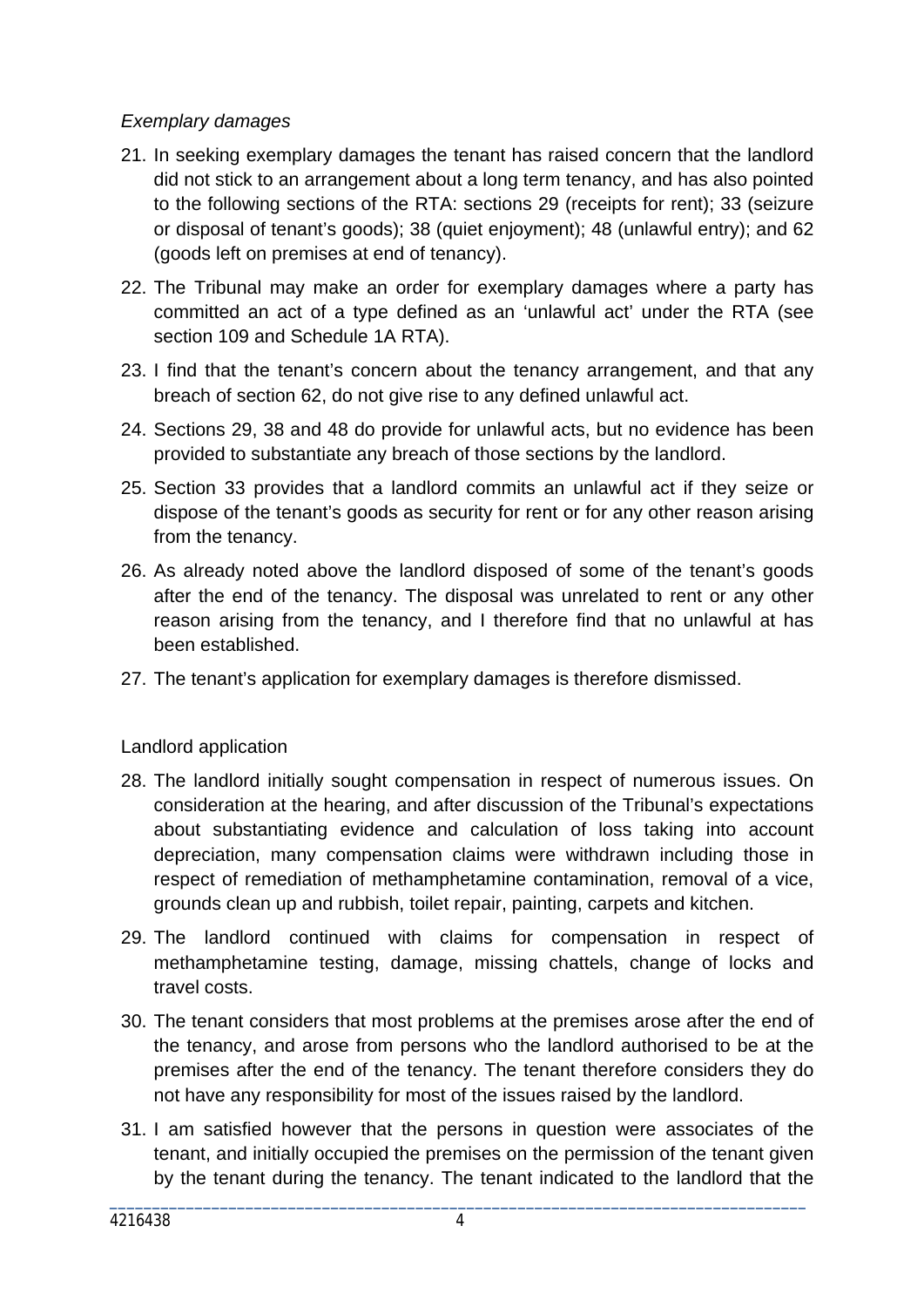*Exemplary damages*

21. In seeking exemplary damages the tenant has raised concern that the landlord did not stick to an arrangement about a long term tenancy, and has also pointed to the following sections of the RTA: sections 29 (receipts for rent); 33 (seizure or disposal of tenant's goods); 38 (quiet enjoyment); 48 (unlawful entry); and 62 (goods left on premises at end of tenancy).

22. The Tribunal may make an order for exemplary damages where a party has committed an act of a type defined as an 'unlawful act' under the RTA (see section 109 and Schedule 1A RTA).

23. I find that the tenant's concern about the tenancy arrangement, and that any breach of section 62, do not give rise to any defined unlawful act.

24. Sections 29, 38 and 48 do provide for unlawful acts, but no evidence has been provided to substantiate any breach of those sections by the landlord.

25. Section 33 provides that a landlord commits an unlawful act if they seize or dispose of the tenant's goods as security for rent or for any other reason arising from the tenancy.

26. As already noted above the landlord disposed of some of the tenant's goods after the end of the tenancy. The disposal was unrelated to rent or any other reason arising from the tenancy, and I therefore find that no unlawful at has been established.

27. The tenant's application for exemplary damages is therefore dismissed.

Landlord application

28. The landlord initially sought compensation in respect of numerous issues. On consideration at the hearing, and after discussion of the Tribunal's expectations about substantiating evidence and calculation of loss taking into account depreciation, many compensation claims were withdrawn including those in respect of remediation of methamphetamine contamination, removal of a vice, grounds clean up and rubbish, toilet repair, painting, carpets and kitchen.

29. The landlord continued with claims for compensation in respect of methamphetamine testing, damage, missing chattels, change of locks and travel costs.

30. The tenant considers that most problems at the premises arose after the end of the tenancy, and arose from persons who the landlord authorised to be at the premises after the end of the tenancy. The tenant therefore considers they do not have any responsibility for most of the issues raised by the landlord.

31. I am satisfied however that the persons in question were associates of the tenant, and initially occupied the premises on the permission of the tenant given by the tenant during the tenancy. The tenant indicated to the landlord that the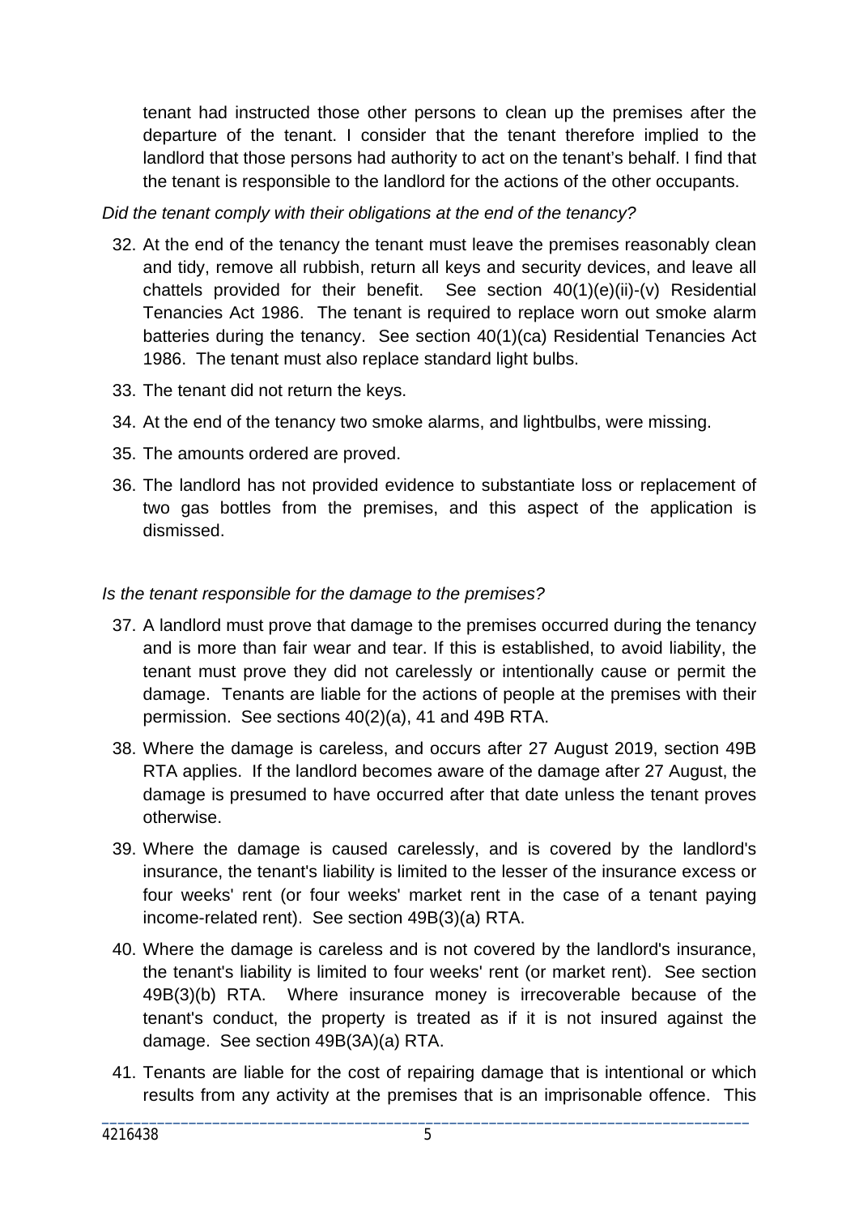tenant had instructed those other persons to clean up the premises after the departure of the tenant. I consider that the tenant therefore implied to the landlord that those persons had authority to act on the tenant's behalf. I find that the tenant is responsible to the landlord for the actions of the other occupants.

*Did the tenant comply with their obligations at the end of the tenancy?*

32. At the end of the tenancy the tenant must leave the premises reasonably clean and tidy, remove all rubbish, return all keys and security devices, and leave all chattels provided for their benefit. See section 40(1)(e)(ii)-(v) Residential Tenancies Act 1986. The tenant is required to replace worn out smoke alarm batteries during the tenancy. See section 40(1)(ca) Residential Tenancies Act 1986. The tenant must also replace standard light bulbs.
33. The tenant did not return the keys.
34. At the end of the tenancy two smoke alarms, and lightbulbs, were missing.
35. The amounts ordered are proved.
36. The landlord has not provided evidence to substantiate loss or replacement of two gas bottles from the premises, and this aspect of the application is dismissed.

*Is the tenant responsible for the damage to the premises?*

37. A landlord must prove that damage to the premises occurred during the tenancy and is more than fair wear and tear. If this is established, to avoid liability, the tenant must prove they did not carelessly or intentionally cause or permit the damage. Tenants are liable for the actions of people at the premises with their permission. See sections 40(2)(a), 41 and 49B RTA.
38. Where the damage is careless, and occurs after 27 August 2019, section 49B RTA applies. If the landlord becomes aware of the damage after 27 August, the damage is presumed to have occurred after that date unless the tenant proves otherwise.
39. Where the damage is caused carelessly, and is covered by the landlord's insurance, the tenant's liability is limited to the lesser of the insurance excess or four weeks' rent (or four weeks' market rent in the case of a tenant paying income-related rent). See section 49B(3)(a) RTA.
40. Where the damage is careless and is not covered by the landlord's insurance, the tenant's liability is limited to four weeks' rent (or market rent). See section 49B(3)(b) RTA. Where insurance money is irrecoverable because of the tenant's conduct, the property is treated as if it is not insured against the damage. See section 49B(3A)(a) RTA.
41. Tenants are liable for the cost of repairing damage that is intentional or which results from any activity at the premises that is an imprisonable offence. This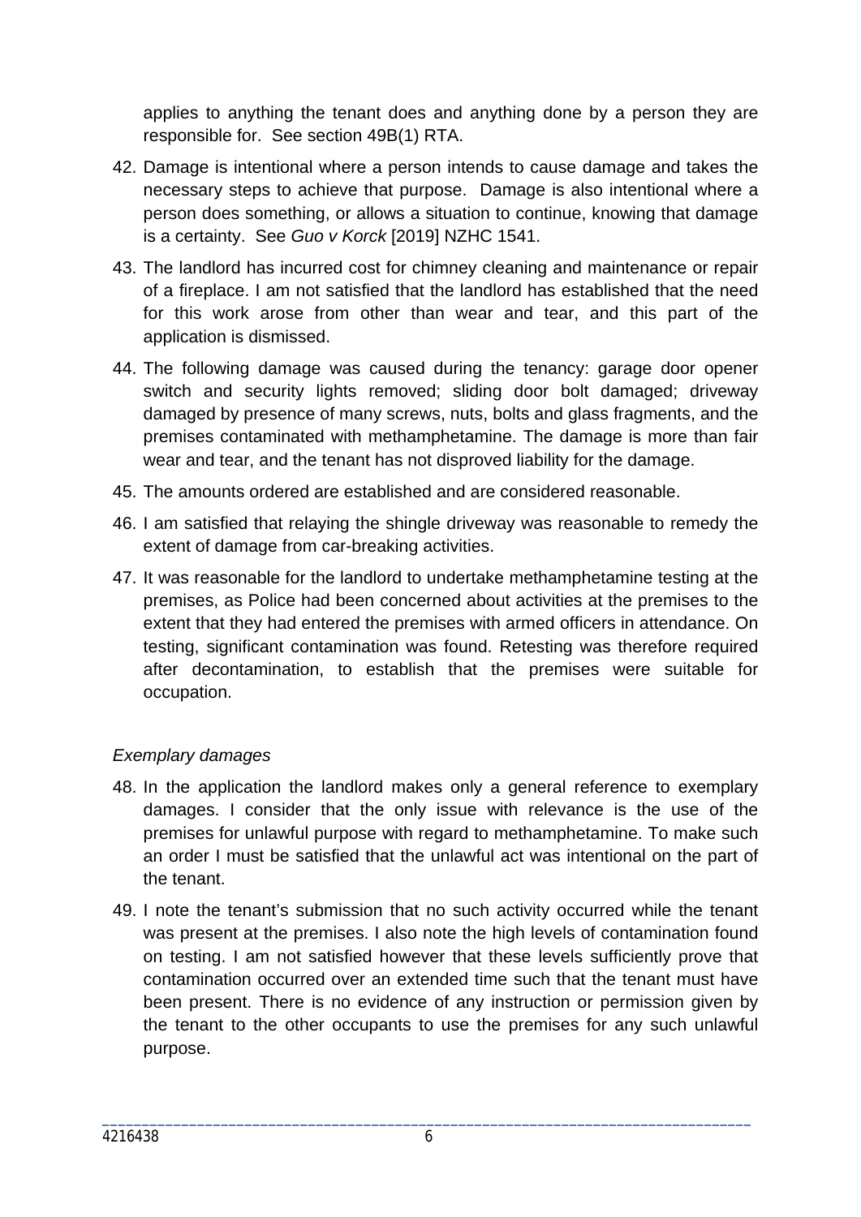applies to anything the tenant does and anything done by a person they are responsible for. See section 49B(1) RTA.

42. Damage is intentional where a person intends to cause damage and takes the necessary steps to achieve that purpose. Damage is also intentional where a person does something, or allows a situation to continue, knowing that damage is a certainty. See *Guo v Korck* [2019] NZHC 1541.

43. The landlord has incurred cost for chimney cleaning and maintenance or repair of a fireplace. I am not satisfied that the landlord has established that the need for this work arose from other than wear and tear, and this part of the application is dismissed.

44. The following damage was caused during the tenancy: garage door opener switch and security lights removed; sliding door bolt damaged; driveway damaged by presence of many screws, nuts, bolts and glass fragments, and the premises contaminated with methamphetamine. The damage is more than fair wear and tear, and the tenant has not disproved liability for the damage.

45. The amounts ordered are established and are considered reasonable.

46. I am satisfied that relaying the shingle driveway was reasonable to remedy the extent of damage from car-breaking activities.

47. It was reasonable for the landlord to undertake methamphetamine testing at the premises, as Police had been concerned about activities at the premises to the extent that they had entered the premises with armed officers in attendance. On testing, significant contamination was found. Retesting was therefore required after decontamination, to establish that the premises were suitable for occupation.

*Exemplary damages*

48. In the application the landlord makes only a general reference to exemplary damages. I consider that the only issue with relevance is the use of the premises for unlawful purpose with regard to methamphetamine. To make such an order I must be satisfied that the unlawful act was intentional on the part of the tenant.

49. I note the tenant's submission that no such activity occurred while the tenant was present at the premises. I also note the high levels of contamination found on testing. I am not satisfied however that these levels sufficiently prove that contamination occurred over an extended time such that the tenant must have been present. There is no evidence of any instruction or permission given by the tenant to the other occupants to use the premises for any such unlawful purpose.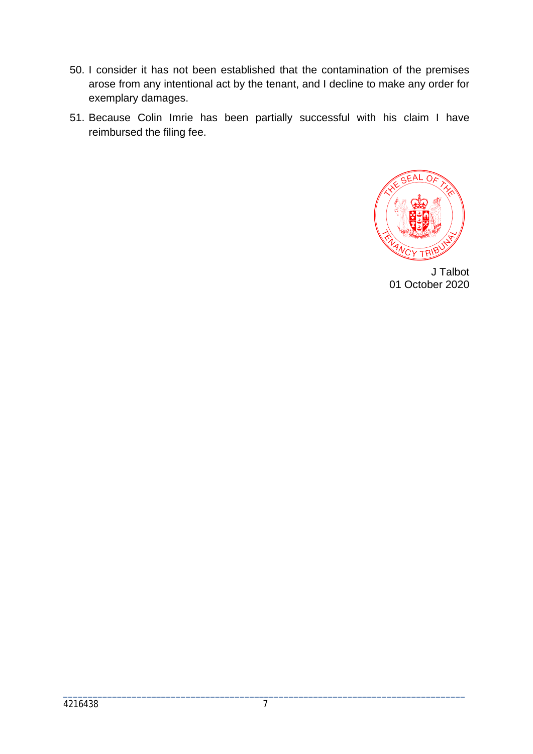50. I consider it has not been established that the contamination of the premises arose from any intentional act by the tenant, and I decline to make any order for exemplary damages.

51. Because Colin Imrie has been partially successful with his claim I have reimbursed the filing fee.

J Talbot
01 October 2020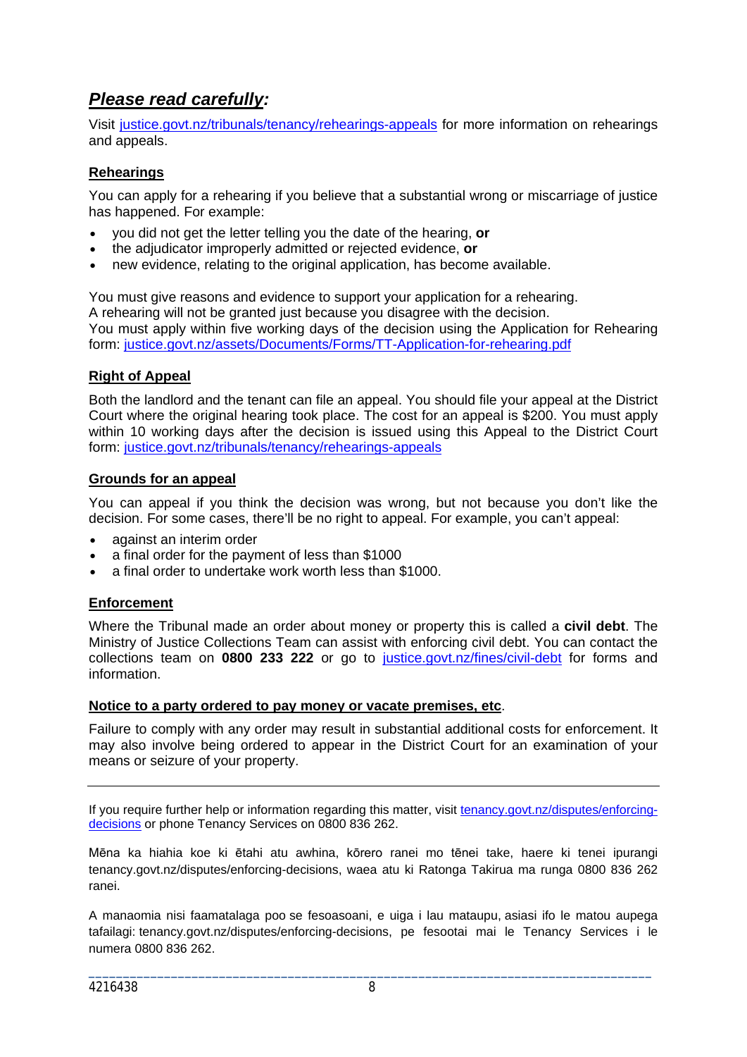## ***Please read carefully:***

Visit justice.govt.nz/tribunals/tenancy/rehearings-appeals for more information on rehearings and appeals.

### Rehearings

You can apply for a rehearing if you believe that a substantial wrong or miscarriage of justice has happened. For example:

- you did not get the letter telling you the date of the hearing, **or**
- the adjudicator improperly admitted or rejected evidence, **or**
- new evidence, relating to the original application, has become available.

You must give reasons and evidence to support your application for a rehearing.
A rehearing will not be granted just because you disagree with the decision.
You must apply within five working days of the decision using the Application for Rehearing form: justice.govt.nz/assets/Documents/Forms/TT-Application-for-rehearing.pdf

### Right of Appeal

Both the landlord and the tenant can file an appeal. You should file your appeal at the District Court where the original hearing took place. The cost for an appeal is $200. You must apply within 10 working days after the decision is issued using this Appeal to the District Court form: justice.govt.nz/tribunals/tenancy/rehearings-appeals

### Grounds for an appeal

You can appeal if you think the decision was wrong, but not because you don't like the decision. For some cases, there'll be no right to appeal. For example, you can't appeal:

- against an interim order
- a final order for the payment of less than $1000
- a final order to undertake work worth less than $1000.

### Enforcement

Where the Tribunal made an order about money or property this is called a **civil debt**. The Ministry of Justice Collections Team can assist with enforcing civil debt. You can contact the collections team on **0800 233 222** or go to justice.govt.nz/fines/civil-debt for forms and information.

### Notice to a party ordered to pay money or vacate premises, etc.

Failure to comply with any order may result in substantial additional costs for enforcement. It may also involve being ordered to appear in the District Court for an examination of your means or seizure of your property.

---

If you require further help or information regarding this matter, visit tenancy.govt.nz/disputes/enforcing-decisions or phone Tenancy Services on 0800 836 262.

Mēna ka hiahia koe ki ētahi atu awhina, kōrero ranei mo tēnei take, haere ki tenei ipurangi tenancy.govt.nz/disputes/enforcing-decisions, waea atu ki Ratonga Takirua ma runga 0800 836 262 ranei.

A manaomia nisi faamatalaga poo se fesoasoani, e uiga i lau mataupu, asiasi ifo le matou aupega tafailagi: tenancy.govt.nz/disputes/enforcing-decisions, pe fesootai mai le Tenancy Services i le numera 0800 836 262.

4216438